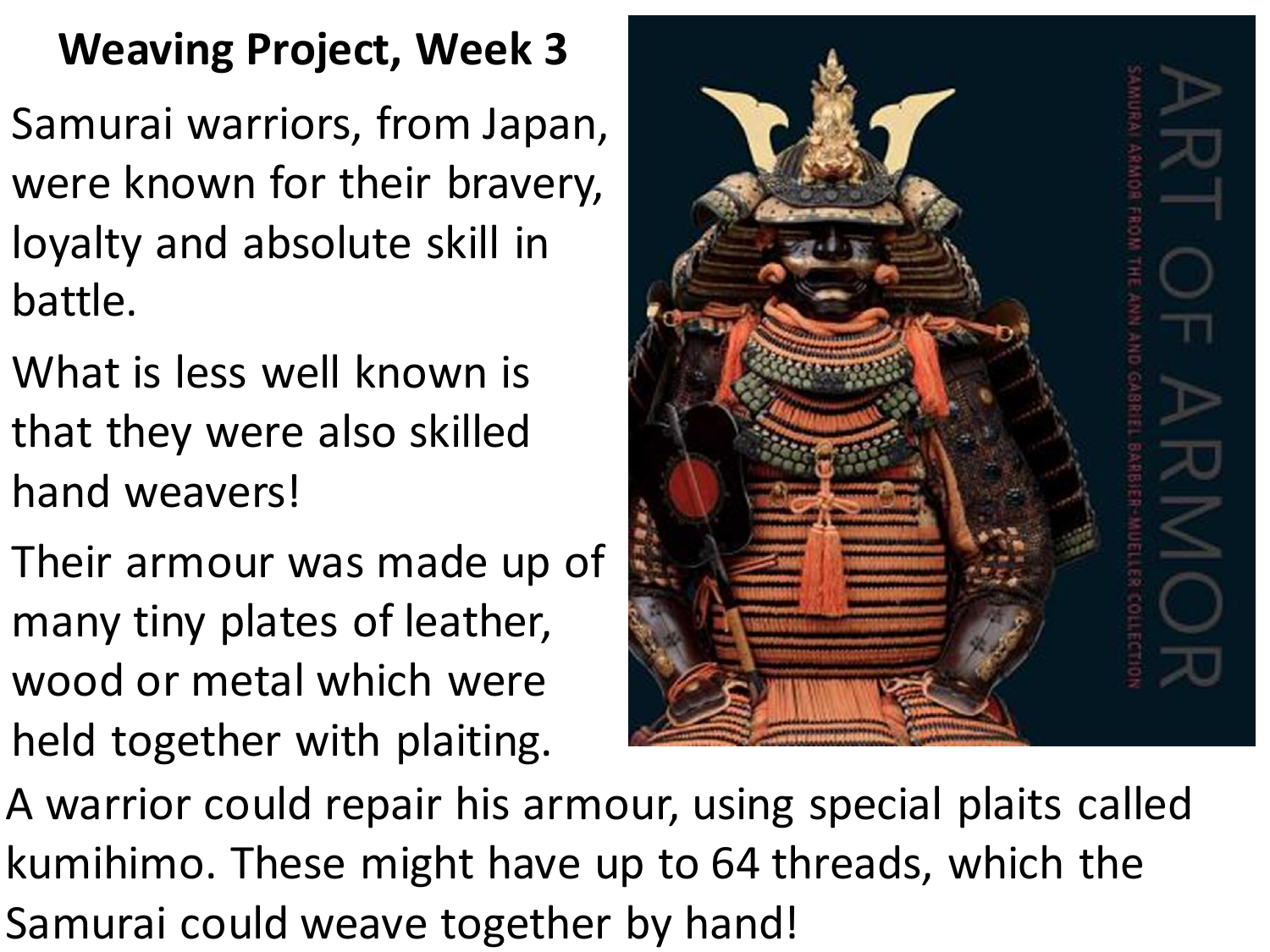# Weaving Project, Week 3

Samurai warriors, from Japan, were known for their bravery, loyalty and absolute skill in battle.

What is less well known is that they were also skilled hand weavers!

Their armour was made up of many tiny plates of leather, wood or metal which were held together with plaiting.

A warrior could repair his armour, using special plaits called kumihimo. These might have up to 64 threads, which the Samurai could weave together by hand!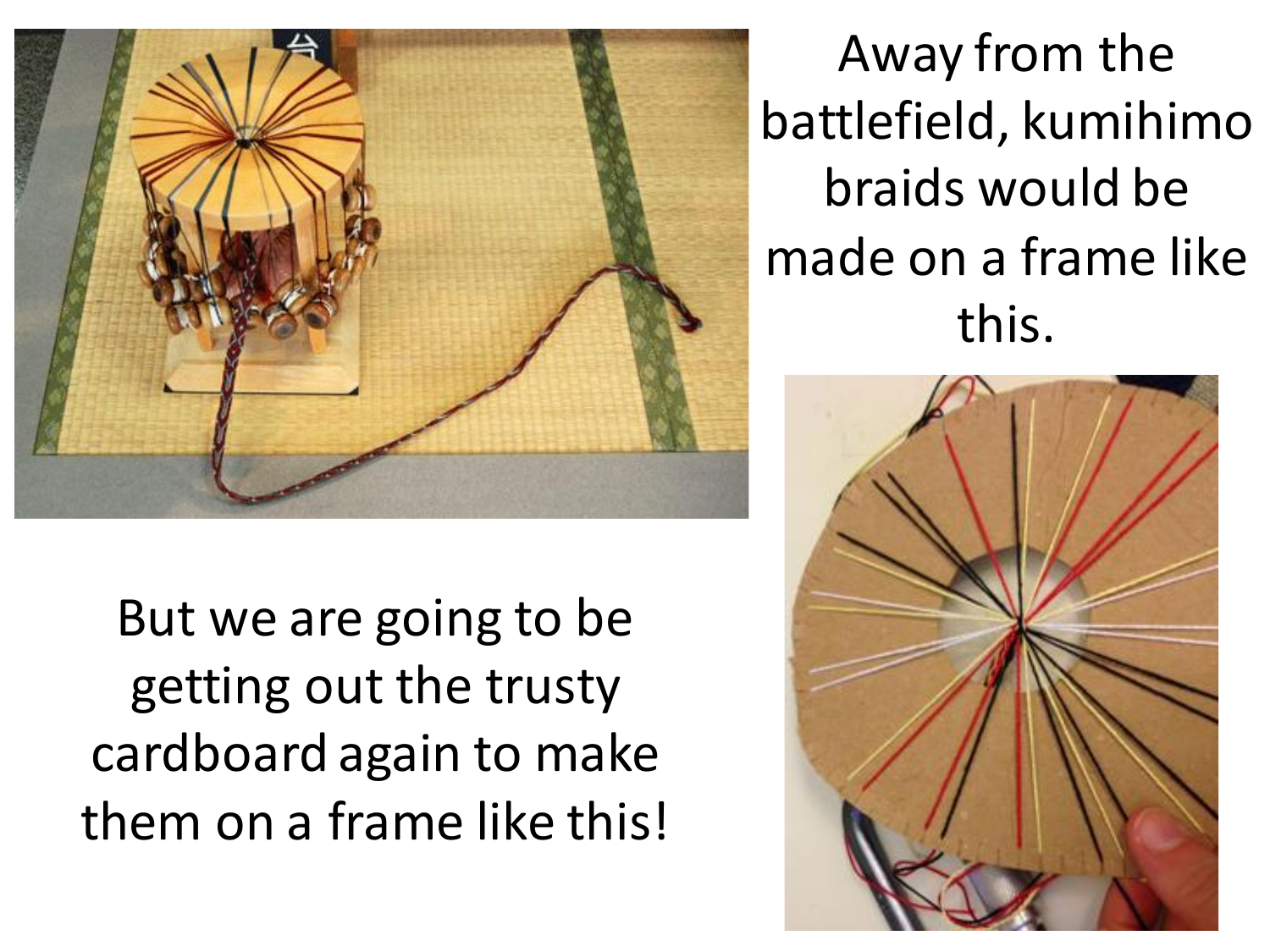Away from the battlefield, kumihimo braids would be made on a frame like this.

But we are going to be getting out the trusty cardboard again to make them on a frame like this!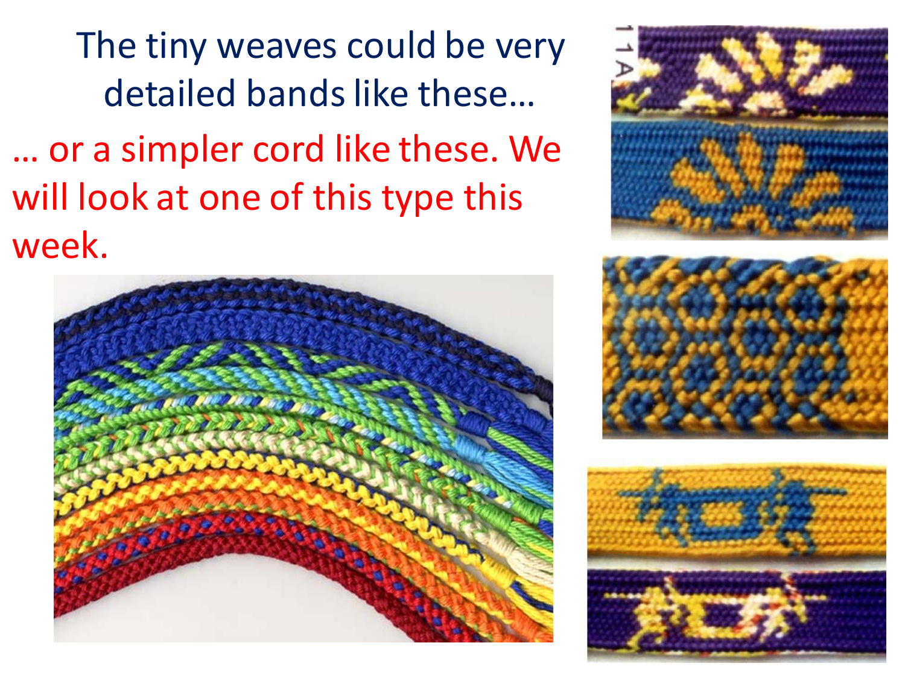The tiny weaves could be very detailed bands like these…

… or a simpler cord like these. We will look at one of this type this week.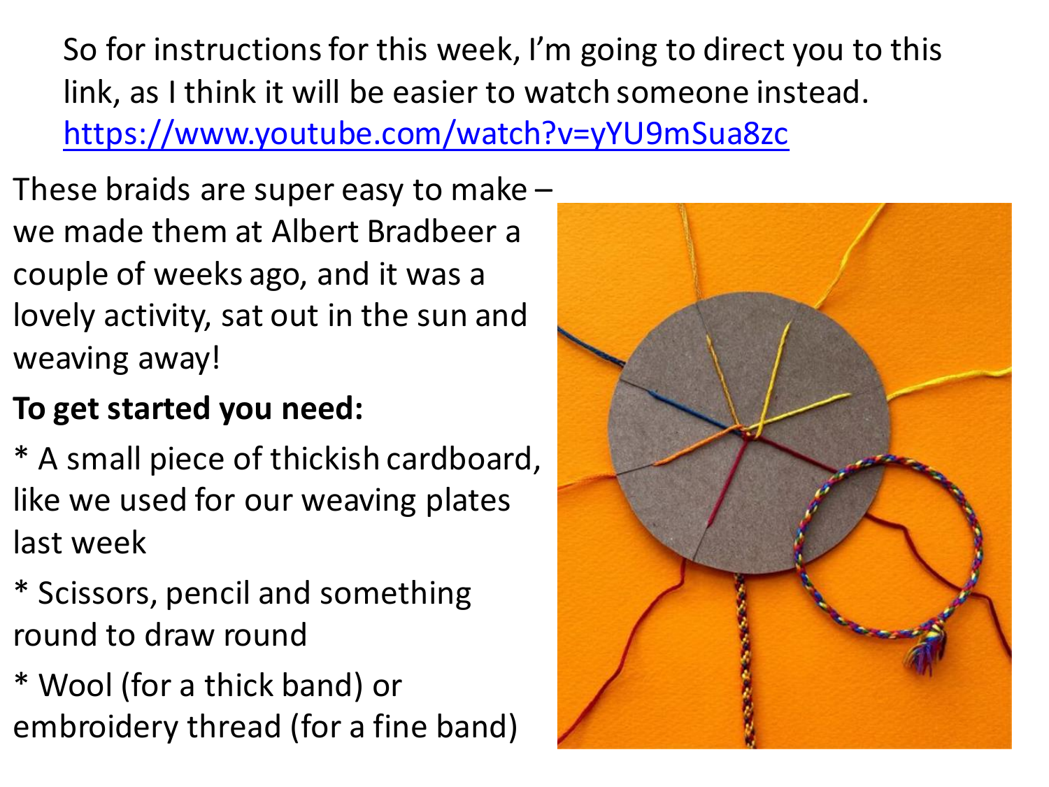So for instructions for this week, I'm going to direct you to this link, as I think it will be easier to watch someone instead. https://www.youtube.com/watch?v=yYU9mSua8zc

These braids are super easy to make – we made them at Albert Bradbeer a couple of weeks ago, and it was a lovely activity, sat out in the sun and weaving away!

**To get started you need:**

* A small piece of thickish cardboard, like we used for our weaving plates last week

* Scissors, pencil and something round to draw round

* Wool (for a thick band) or embroidery thread (for a fine band)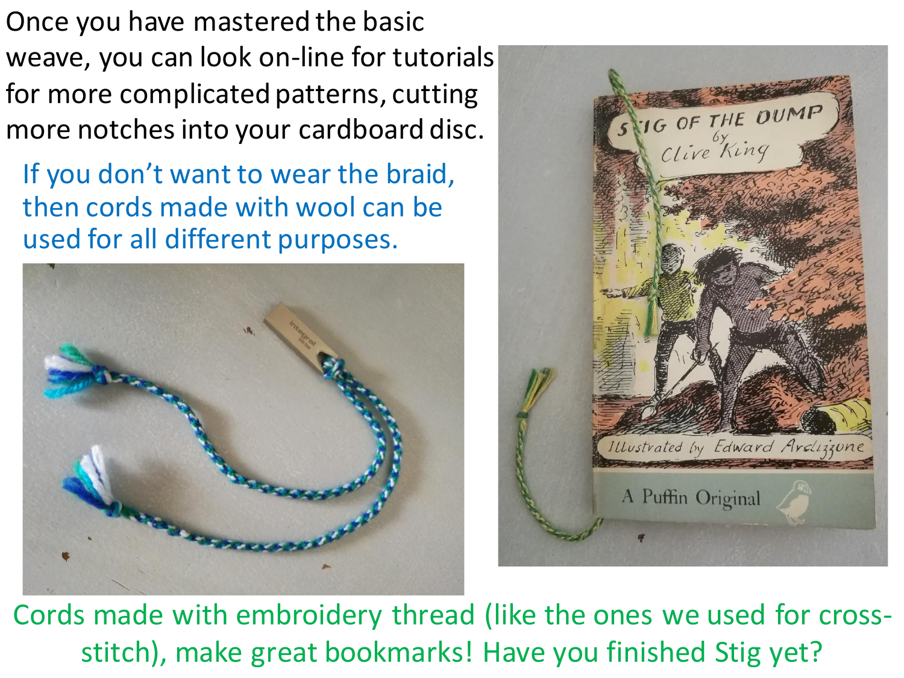Once you have mastered the basic weave, you can look on-line for tutorials for more complicated patterns, cutting more notches into your cardboard disc.

If you don't want to wear the braid, then cords made with wool can be used for all different purposes.

Cords made with embroidery thread (like the ones we used for cross-stitch), make great bookmarks! Have you finished Stig yet?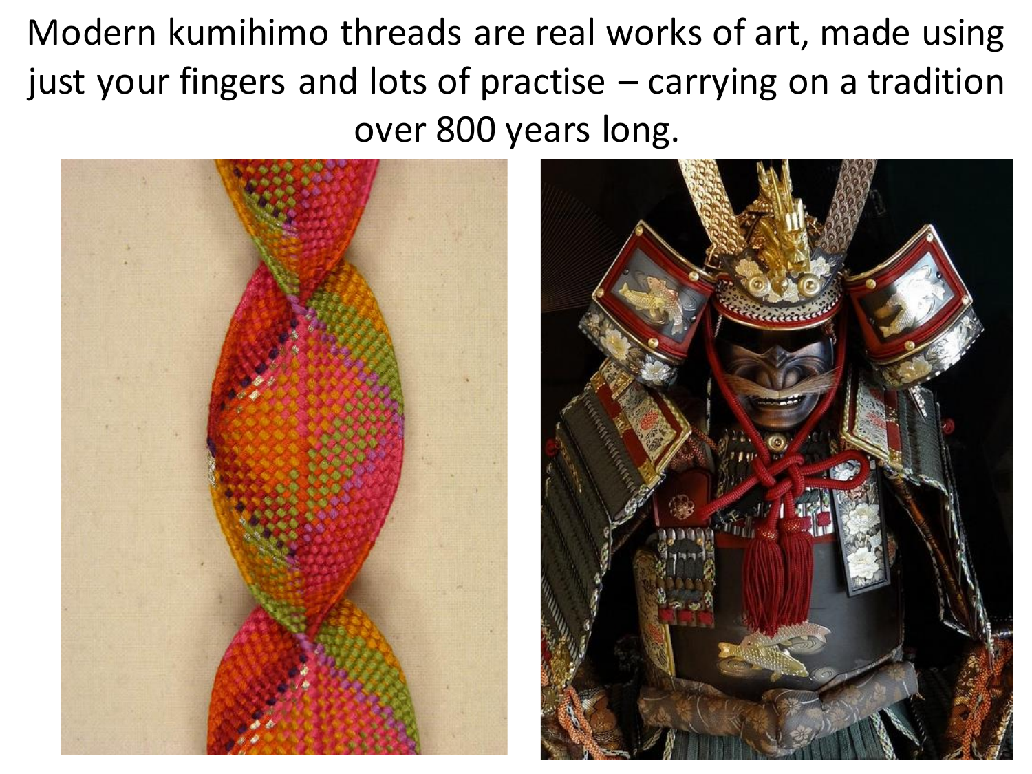Modern kumihimo threads are real works of art, made using just your fingers and lots of practise – carrying on a tradition over 800 years long.